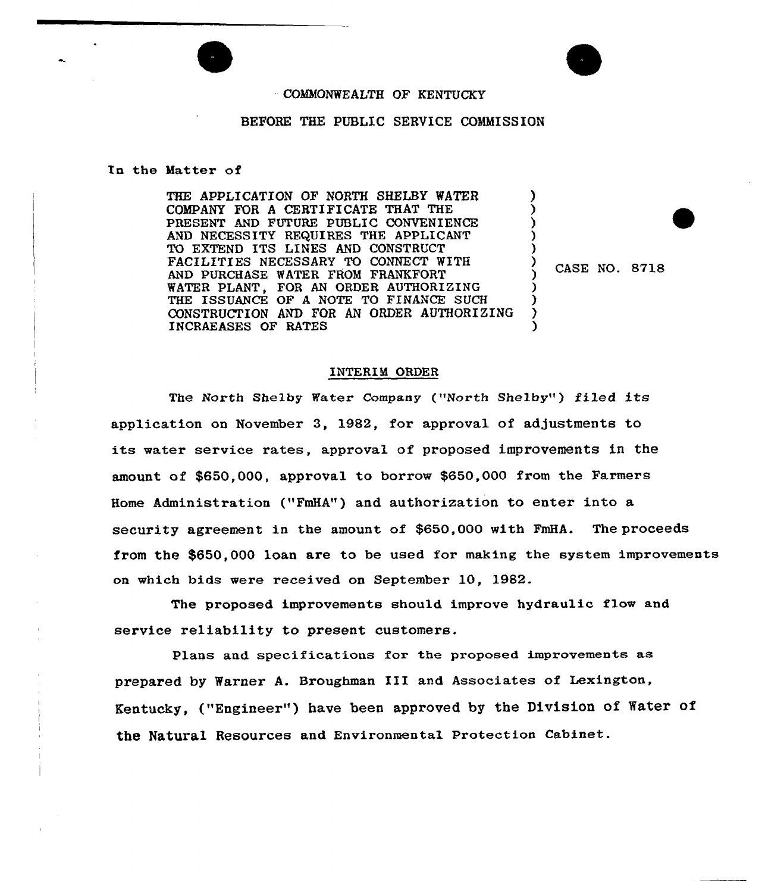COMMONWEALTH OF KENTUCKY

BEFORE THE PUBLIC SERVICE COMMISSION

In the Matter of

THE APPLICATION OF NORTH SHELBY WATER COMPANY FOR A CERTIFICATE THAT THE PRESENT AND FUTURE PUBLIC CONVENIENCE AND NECESSITY REQUIRES THE APPLICANT TO EXTEND ITS LINES AND CONSTRUCT FACILITIES NECESSARY TO CONNECT WITH AND PURCHASE WATER FROM FRANKFORT WATER PLANT, FOR AN ORDER AUTHORIZING THE ISSUANCE OF A NOTE TO FINANCE SUCH CONSTRUCTION AND FOR AN ORDER AUTHORIZING INCRAEASES OF RATES

) CASE NO. 8718

## INTERIM ORDER

The North Shelby Water Company ("North Shelby") filed its application on November 3, 1982, for approval of adjustments to its water service rates, approval of proposed improvements in the amount of $650,000, approval to borrow $650,000 from the Farmers Home Administration ("FmHA") and authorization to enter into a security agreement in the amount of $650,000 with FmHA. The proceeds from the $650,000 loan are to be used for making the system improvements on which bids were received on September 10, 1982.

The proposed improvements should improve hydraulic flow and service reliability to present customers.

Plans and specifications for the proposed improvements as prepared by Warner A. Broughman III and Associates of Lexington, Kentucky, ("Engineer") have been approved by the Division of Water of the Natural Resources and Environmental Protection Cabinet.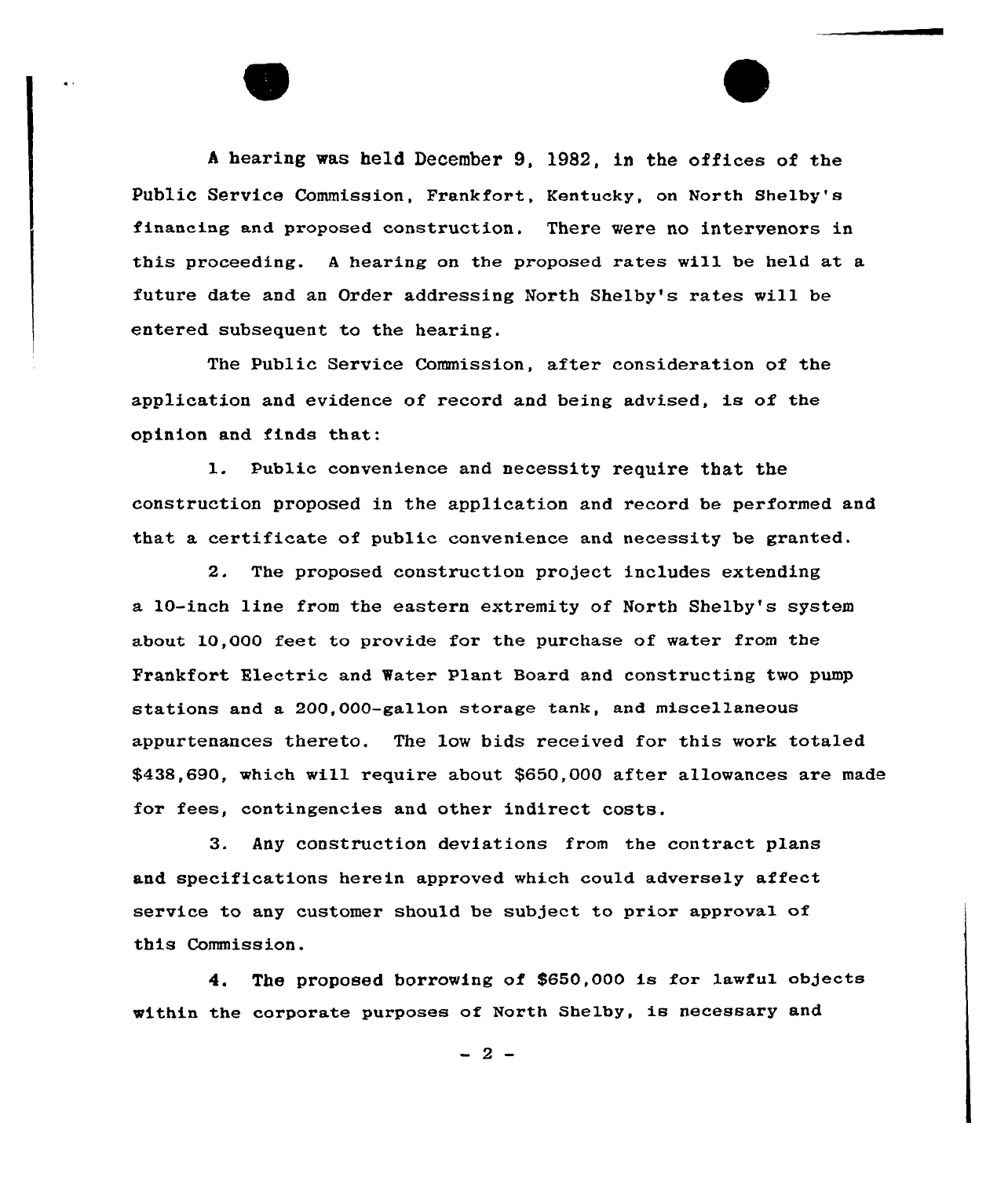A hearing was held December 9, 1982, in the offices of the Public Service Commission, Frankfort, Kentucky, on North Shelby's financing and proposed construction. There were no intervenors in this proceeding. A hearing on the proposed rates will be held at a future date and an Order addressing North Shelby's rates will be entered subsequent to the hearing.

The Public Service Commission, after consideration of the application and evidence of record and being advised, is of the opinion and finds that:

1. Public convenience and necessity require that the construction proposed in the application and record be performed and that a certificate of public convenience and necessity be granted.

2. The proposed construction project includes extending a 10-inch line from the eastern extremity of North Shelby's system about 10,000 feet to provide for the purchase of water from the Frankfort Electric and Water Plant Board and constructing two pump stations and a 200,000-gallon storage tank, and miscellaneous appurtenances thereto. The low bids received for this work totaled $438,690, which will require about $650,000 after allowances are made for fees, contingencies and other indirect costs.

3. Any construction deviations from the contract plans and specifications herein approved which could adversely affect service to any customer should be subject to prior approval of this Commission.

4. The proposed borrowing of $650,000 is for lawful objects within the corporate purposes of North Shelby, is necessary and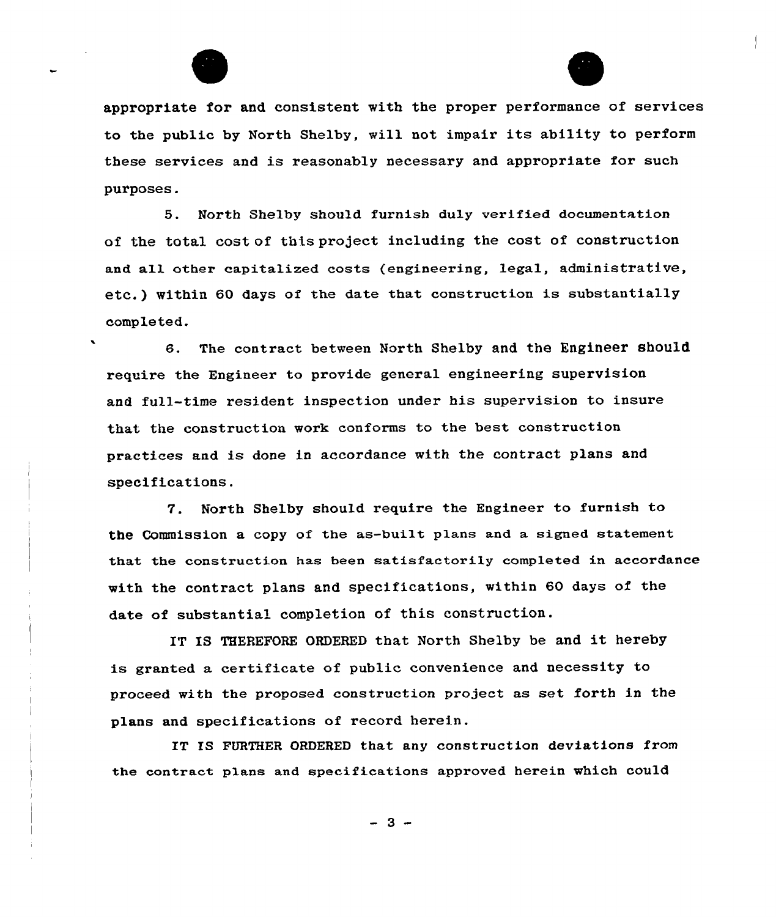appropriate for and consistent with the proper performance of services to the public by North Shelby, will not impair its ability to perform these services and is reasonably necessary and appropriate for such purposes.

5. North Shelby should furnish duly verified documentation of the total cost of this project including the cost of construction and all other capitalized costs (engineering, legal, administrative, etc.) within 60 days of the date that construction is substantially completed.

6. The contract between North Shelby and the Engineer should require the Engineer to provide general engineering supervision and full-time resident inspection under his supervision to insure that the construction work conforms to the best construction practices and is done in accordance with the contract plans and specifications.

7. North Shelby should require the Engineer to furnish to the Commission a copy of the as-built plans and a signed statement that the construction has been satisfactorily completed in accordance with the contract plans and specifications, within 60 days of the date of substantial completion of this construction.

IT IS THEREFORE ORDERED that North Shelby be and it hereby is granted a certificate of public convenience and necessity to proceed with the proposed construction project as set forth in the plans and specifications of record herein.

IT IS FURTHER ORDERED that any construction deviations from the contract plans and specifications approved herein which could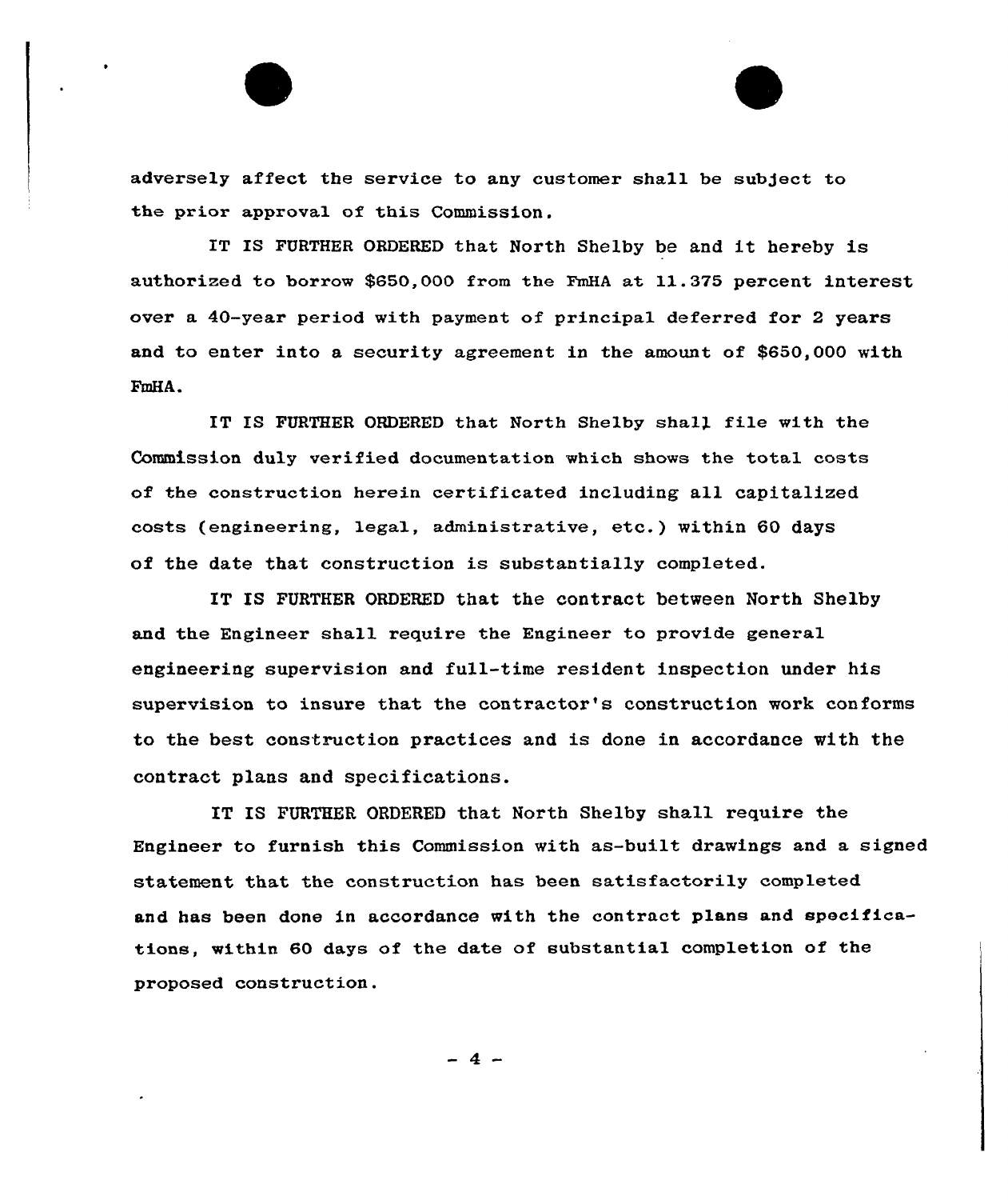adversely affect the service to any customer shall be subject to the prior approval of this Commission.

IT IS FURTHER ORDERED that North Shelby be and it hereby is authorized to borrow $650,000 from the FmHA at 11.375 percent interest over a 40-year period with payment of principal deferred for 2 years and to enter into a security agreement in the amount of $650,000 with FmHA.

IT IS FURTHER ORDERED that North Shelby shall file with the Commission duly verified documentation which shows the total costs of the construction herein certificated including all capitalized costs (engineering, legal, administrative, etc.) within 60 days of the date that construction is substantially completed.

IT IS FURTHER ORDERED that the contract between North Shelby and the Engineer shall require the Engineer to provide general engineering supervision and full-time resident inspection under his supervision to insure that the contractor's construction work conforms to the best construction practices and is done in accordance with the contract plans and specifications.

IT IS FURTHER ORDERED that North Shelby shall require the Engineer to furnish this Commission with as-built drawings and a signed statement that the construction has been satisfactorily completed and has been done in accordance with the contract plans and specifications, within 60 days of the date of substantial completion of the proposed construction.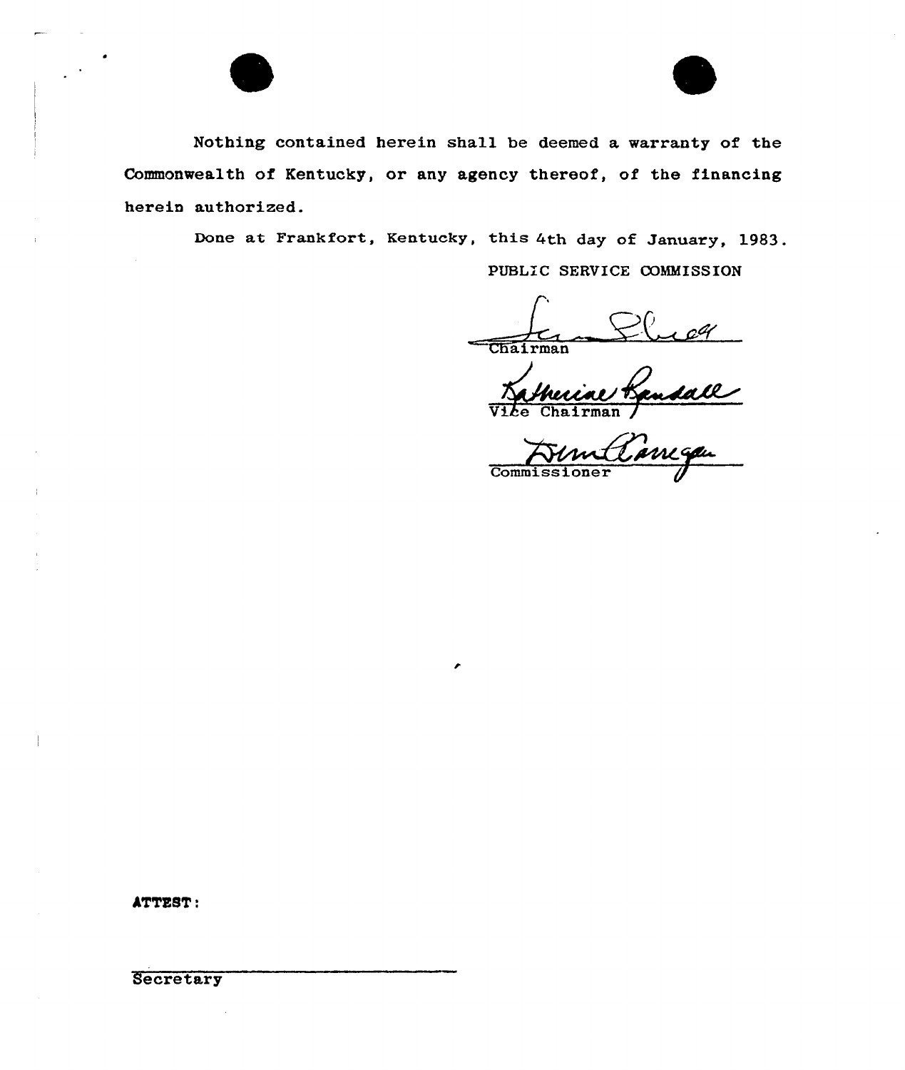Nothing contained herein shall be deemed a warranty of the Commonwealth of Kentucky, or any agency thereof, of the financing herein authorized.

Done at Frankfort, Kentucky, this 4th day of January, 1983.

PUBLIC SERVICE COMMISSION

Chairman

Vice Chairman

Commissioner

ATTEST:

Secretary